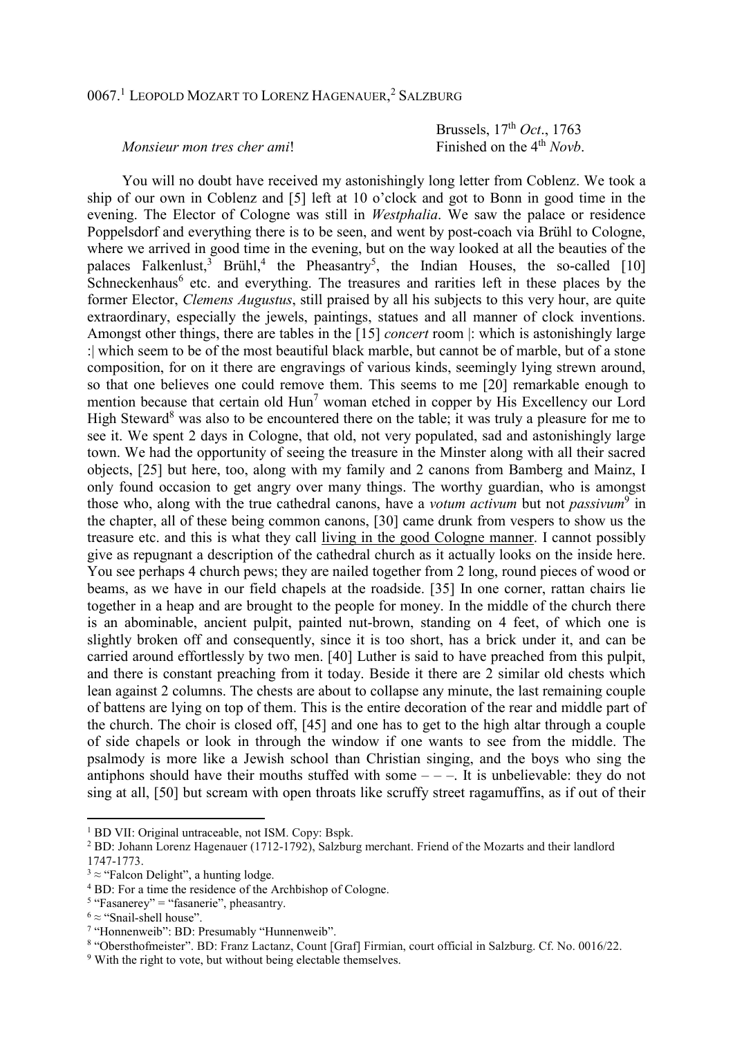0067.[1] LEOPOLD MOZART TO LORENZ HAGENAUER,[2] SALZBURG

Brussels, 17th *Oct*., 1763
Finished on the 4th *Novb*.

*Monsieur mon tres cher ami*!

You will no doubt have received my astonishingly long letter from Coblenz. We took a ship of our own in Coblenz and [5] left at 10 o'clock and got to Bonn in good time in the evening. The Elector of Cologne was still in *Westphalia*. We saw the palace or residence Poppelsdorf and everything there is to be seen, and went by post-coach via Brühl to Cologne, where we arrived in good time in the evening, but on the way looked at all the beauties of the palaces Falkenlust,[3] Brühl,[4] the Pheasantry[5], the Indian Houses, the so-called [10] Schneckenhaus[6] etc. and everything. The treasures and rarities left in these places by the former Elector, *Clemens Augustus*, still praised by all his subjects to this very hour, are quite extraordinary, especially the jewels, paintings, statues and all manner of clock inventions. Amongst other things, there are tables in the [15] *concert* room |: which is astonishingly large :| which seem to be of the most beautiful black marble, but cannot be of marble, but of a stone composition, for on it there are engravings of various kinds, seemingly lying strewn around, so that one believes one could remove them. This seems to me [20] remarkable enough to mention because that certain old Hun[7] woman etched in copper by His Excellency our Lord High Steward[8] was also to be encountered there on the table; it was truly a pleasure for me to see it. We spent 2 days in Cologne, that old, not very populated, sad and astonishingly large town. We had the opportunity of seeing the treasure in the Minster along with all their sacred objects, [25] but here, too, along with my family and 2 canons from Bamberg and Mainz, I only found occasion to get angry over many things. The worthy guardian, who is amongst those who, along with the true cathedral canons, have a *votum activum* but not *passivum*[9] in the chapter, all of these being common canons, [30] came drunk from vespers to show us the treasure etc. and this is what they call <u>living in the good Cologne manner</u>. I cannot possibly give as repugnant a description of the cathedral church as it actually looks on the inside here. You see perhaps 4 church pews; they are nailed together from 2 long, round pieces of wood or beams, as we have in our field chapels at the roadside. [35] In one corner, rattan chairs lie together in a heap and are brought to the people for money. In the middle of the church there is an abominable, ancient pulpit, painted nut-brown, standing on 4 feet, of which one is slightly broken off and consequently, since it is too short, has a brick under it, and can be carried around effortlessly by two men. [40] Luther is said to have preached from this pulpit, and there is constant preaching from it today. Beside it there are 2 similar old chests which lean against 2 columns. The chests are about to collapse any minute, the last remaining couple of battens are lying on top of them. This is the entire decoration of the rear and middle part of the church. The choir is closed off, [45] and one has to get to the high altar through a couple of side chapels or look in through the window if one wants to see from the middle. The psalmody is more like a Jewish school than Christian singing, and the boys who sing the antiphons should have their mouths stuffed with some – – –. It is unbelievable: they do not sing at all, [50] but scream with open throats like scruffy street ragamuffins, as if out of their

---

[1] BD VII: Original untraceable, not ISM. Copy: Bspk.

[2] BD: Johann Lorenz Hagenauer (1712-1792), Salzburg merchant. Friend of the Mozarts and their landlord 1747-1773.

[3] ≈ "Falcon Delight", a hunting lodge.

[4] BD: For a time the residence of the Archbishop of Cologne.

[5] "Fasanerey" = "fasanerie", pheasantry.

[6] ≈ "Snail-shell house".

[7] "Honnenweib": BD: Presumably "Hunnenweib".

[8] "Obersthofmeister". BD: Franz Lactanz, Count [Graf] Firmian, court official in Salzburg. Cf. No. 0016/22.

[9] With the right to vote, but without being electable themselves.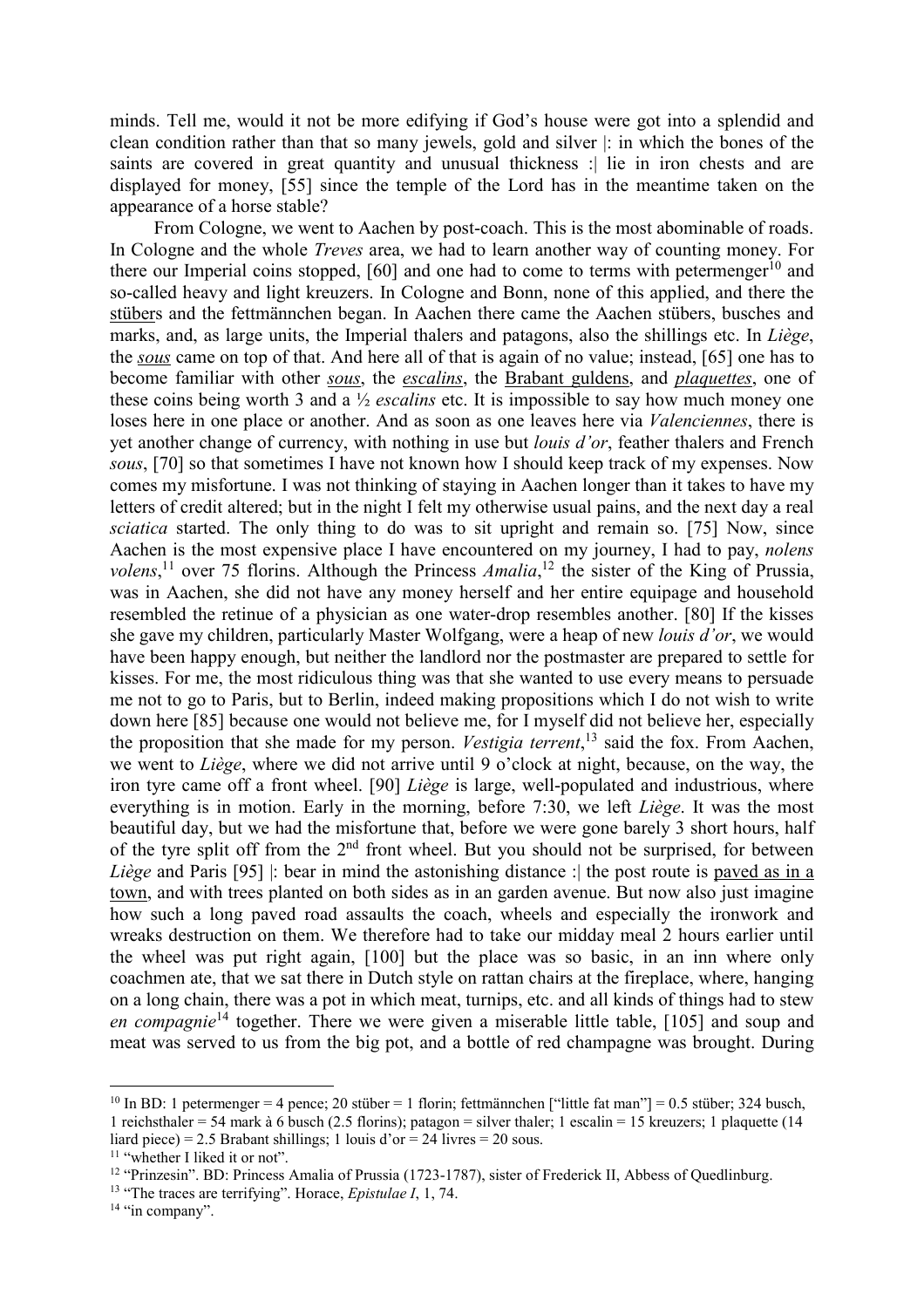minds. Tell me, would it not be more edifying if God's house were got into a splendid and clean condition rather than that so many jewels, gold and silver |: in which the bones of the saints are covered in great quantity and unusual thickness :| lie in iron chests and are displayed for money, [55] since the temple of the Lord has in the meantime taken on the appearance of a horse stable?

From Cologne, we went to Aachen by post-coach. This is the most abominable of roads. In Cologne and the whole *Treves* area, we had to learn another way of counting money. For there our Imperial coins stopped, [60] and one had to come to terms with petermenger[10] and so-called heavy and light kreuzers. In Cologne and Bonn, none of this applied, and there the stübers and the fettmännchen began. In Aachen there came the Aachen stübers, busches and marks, and, as large units, the Imperial thalers and patagons, also the shillings etc. In *Liège*, the *sous* came on top of that. And here all of that is again of no value; instead, [65] one has to become familiar with other *sous*, the *escalins*, the Brabant guldens, and *plaquettes*, one of these coins being worth 3 and a ½ *escalins* etc. It is impossible to say how much money one loses here in one place or another. And as soon as one leaves here via *Valenciennes*, there is yet another change of currency, with nothing in use but *louis d'or*, feather thalers and French *sous*, [70] so that sometimes I have not known how I should keep track of my expenses. Now comes my misfortune. I was not thinking of staying in Aachen longer than it takes to have my letters of credit altered; but in the night I felt my otherwise usual pains, and the next day a real *sciatica* started. The only thing to do was to sit upright and remain so. [75] Now, since Aachen is the most expensive place I have encountered on my journey, I had to pay, *nolens volens*,[11] over 75 florins. Although the Princess *Amalia*,[12] the sister of the King of Prussia, was in Aachen, she did not have any money herself and her entire equipage and household resembled the retinue of a physician as one water-drop resembles another. [80] If the kisses she gave my children, particularly Master Wolfgang, were a heap of new *louis d'or*, we would have been happy enough, but neither the landlord nor the postmaster are prepared to settle for kisses. For me, the most ridiculous thing was that she wanted to use every means to persuade me not to go to Paris, but to Berlin, indeed making propositions which I do not wish to write down here [85] because one would not believe me, for I myself did not believe her, especially the proposition that she made for my person. *Vestigia terrent*,[13] said the fox. From Aachen, we went to *Liège*, where we did not arrive until 9 o'clock at night, because, on the way, the iron tyre came off a front wheel. [90] *Liège* is large, well-populated and industrious, where everything is in motion. Early in the morning, before 7:30, we left *Liège*. It was the most beautiful day, but we had the misfortune that, before we were gone barely 3 short hours, half of the tyre split off from the 2nd front wheel. But you should not be surprised, for between *Liège* and Paris [95] |: bear in mind the astonishing distance :| the post route is paved as in a town, and with trees planted on both sides as in an garden avenue. But now also just imagine how such a long paved road assaults the coach, wheels and especially the ironwork and wreaks destruction on them. We therefore had to take our midday meal 2 hours earlier until the wheel was put right again, [100] but the place was so basic, in an inn where only coachmen ate, that we sat there in Dutch style on rattan chairs at the fireplace, where, hanging on a long chain, there was a pot in which meat, turnips, etc. and all kinds of things had to stew *en compagnie*[14] together. There we were given a miserable little table, [105] and soup and meat was served to us from the big pot, and a bottle of red champagne was brought. During

---

[10] In BD: 1 petermenger = 4 pence; 20 stüber = 1 florin; fettmännchen ["little fat man"] = 0.5 stüber; 324 busch, 1 reichsthaler = 54 mark à 6 busch (2.5 florins); patagon = silver thaler; 1 escalin = 15 kreuzers; 1 plaquette (14 liard piece) = 2.5 Brabant shillings; 1 louis d'or = 24 livres = 20 sous.

[11] "whether I liked it or not".

[12] "Prinzesin". BD: Princess Amalia of Prussia (1723-1787), sister of Frederick II, Abbess of Quedlinburg.

[13] "The traces are terrifying". Horace, *Epistulae I*, 1, 74.

[14] "in company".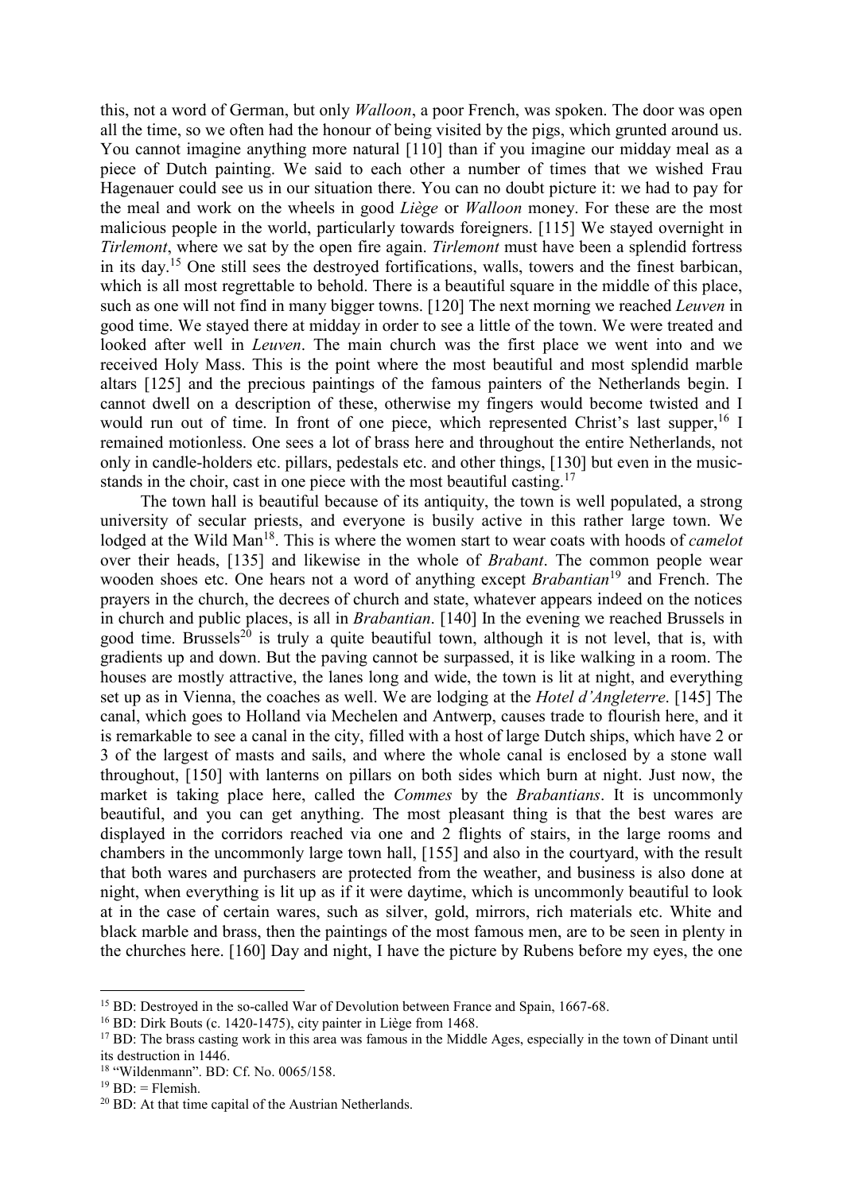this, not a word of German, but only *Walloon*, a poor French, was spoken. The door was open all the time, so we often had the honour of being visited by the pigs, which grunted around us. You cannot imagine anything more natural [110] than if you imagine our midday meal as a piece of Dutch painting. We said to each other a number of times that we wished Frau Hagenauer could see us in our situation there. You can no doubt picture it: we had to pay for the meal and work on the wheels in good *Liège* or *Walloon* money. For these are the most malicious people in the world, particularly towards foreigners. [115] We stayed overnight in *Tirlemont*, where we sat by the open fire again. *Tirlemont* must have been a splendid fortress in its day.[15] One still sees the destroyed fortifications, walls, towers and the finest barbican, which is all most regrettable to behold. There is a beautiful square in the middle of this place, such as one will not find in many bigger towns. [120] The next morning we reached *Leuven* in good time. We stayed there at midday in order to see a little of the town. We were treated and looked after well in *Leuven*. The main church was the first place we went into and we received Holy Mass. This is the point where the most beautiful and most splendid marble altars [125] and the precious paintings of the famous painters of the Netherlands begin. I cannot dwell on a description of these, otherwise my fingers would become twisted and I would run out of time. In front of one piece, which represented Christ's last supper,[16] I remained motionless. One sees a lot of brass here and throughout the entire Netherlands, not only in candle-holders etc. pillars, pedestals etc. and other things, [130] but even in the music-stands in the choir, cast in one piece with the most beautiful casting.[17]

The town hall is beautiful because of its antiquity, the town is well populated, a strong university of secular priests, and everyone is busily active in this rather large town. We lodged at the Wild Man[18]. This is where the women start to wear coats with hoods of *camelot* over their heads, [135] and likewise in the whole of *Brabant*. The common people wear wooden shoes etc. One hears not a word of anything except *Brabantian*[19] and French. The prayers in the church, the decrees of church and state, whatever appears indeed on the notices in church and public places, is all in *Brabantian*. [140] In the evening we reached Brussels in good time. Brussels[20] is truly a quite beautiful town, although it is not level, that is, with gradients up and down. But the paving cannot be surpassed, it is like walking in a room. The houses are mostly attractive, the lanes long and wide, the town is lit at night, and everything set up as in Vienna, the coaches as well. We are lodging at the *Hotel d'Angleterre*. [145] The canal, which goes to Holland via Mechelen and Antwerp, causes trade to flourish here, and it is remarkable to see a canal in the city, filled with a host of large Dutch ships, which have 2 or 3 of the largest of masts and sails, and where the whole canal is enclosed by a stone wall throughout, [150] with lanterns on pillars on both sides which burn at night. Just now, the market is taking place here, called the *Commes* by the *Brabantians*. It is uncommonly beautiful, and you can get anything. The most pleasant thing is that the best wares are displayed in the corridors reached via one and 2 flights of stairs, in the large rooms and chambers in the uncommonly large town hall, [155] and also in the courtyard, with the result that both wares and purchasers are protected from the weather, and business is also done at night, when everything is lit up as if it were daytime, which is uncommonly beautiful to look at in the case of certain wares, such as silver, gold, mirrors, rich materials etc. White and black marble and brass, then the paintings of the most famous men, are to be seen in plenty in the churches here. [160] Day and night, I have the picture by Rubens before my eyes, the one

---

[15] BD: Destroyed in the so-called War of Devolution between France and Spain, 1667-68.

[16] BD: Dirk Bouts (c. 1420-1475), city painter in Liège from 1468.

[17] BD: The brass casting work in this area was famous in the Middle Ages, especially in the town of Dinant until its destruction in 1446.

[18] "Wildenmann". BD: Cf. No. 0065/158.

[19] BD: = Flemish.

[20] BD: At that time capital of the Austrian Netherlands.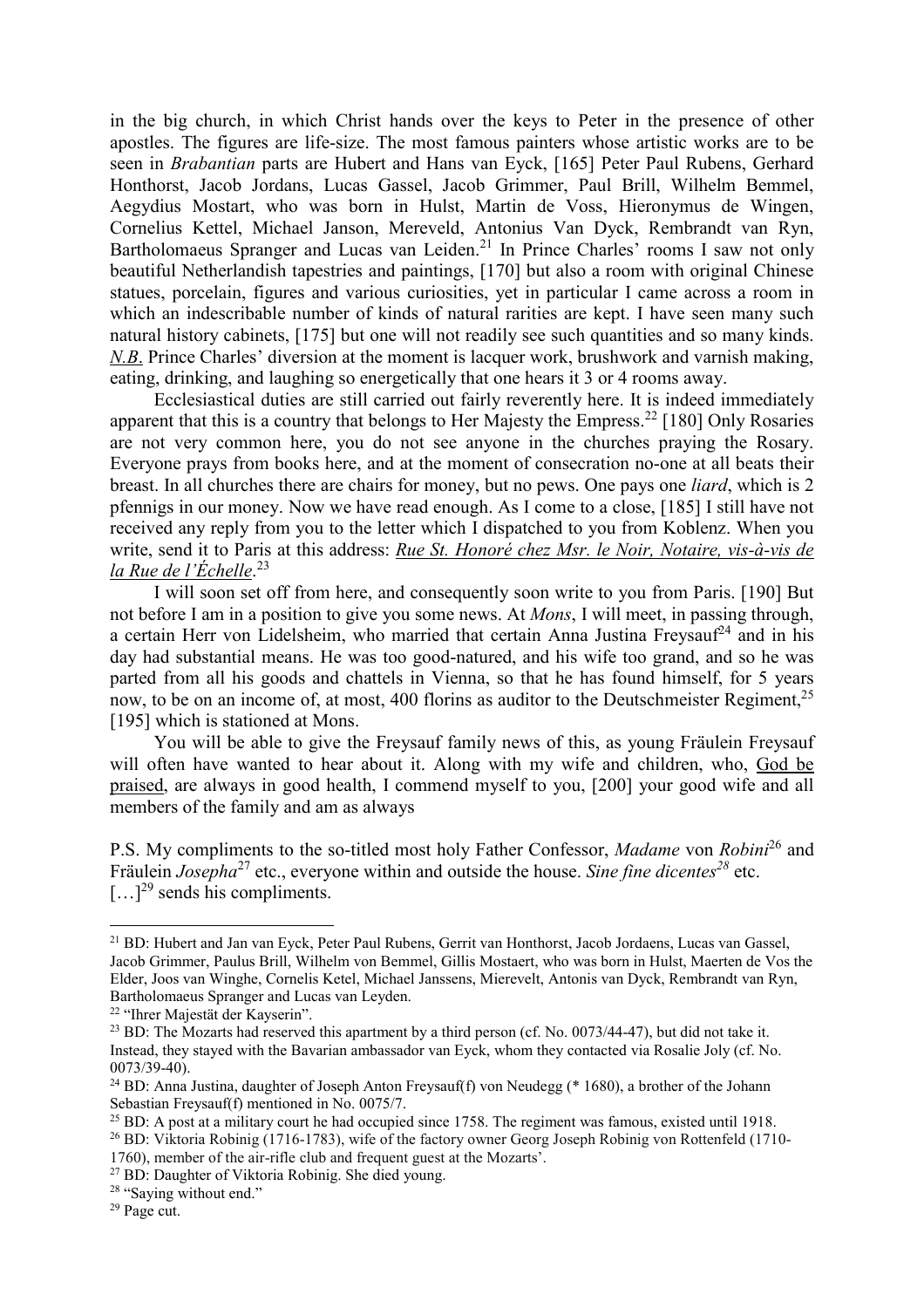in the big church, in which Christ hands over the keys to Peter in the presence of other apostles. The figures are life-size. The most famous painters whose artistic works are to be seen in *Brabantian* parts are Hubert and Hans van Eyck, [165] Peter Paul Rubens, Gerhard Honthorst, Jacob Jordans, Lucas Gassel, Jacob Grimmer, Paul Brill, Wilhelm Bemmel, Aegydius Mostart, who was born in Hulst, Martin de Voss, Hieronymus de Wingen, Cornelius Kettel, Michael Janson, Mereveld, Antonius Van Dyck, Rembrandt van Ryn, Bartholomaeus Spranger and Lucas van Leiden.[21] In Prince Charles' rooms I saw not only beautiful Netherlandish tapestries and paintings, [170] but also a room with original Chinese statues, porcelain, figures and various curiosities, yet in particular I came across a room in which an indescribable number of kinds of natural rarities are kept. I have seen many such natural history cabinets, [175] but one will not readily see such quantities and so many kinds. *N.B*. Prince Charles' diversion at the moment is lacquer work, brushwork and varnish making, eating, drinking, and laughing so energetically that one hears it 3 or 4 rooms away.

Ecclesiastical duties are still carried out fairly reverently here. It is indeed immediately apparent that this is a country that belongs to Her Majesty the Empress.[22] [180] Only Rosaries are not very common here, you do not see anyone in the churches praying the Rosary. Everyone prays from books here, and at the moment of consecration no-one at all beats their breast. In all churches there are chairs for money, but no pews. One pays one *liard*, which is 2 pfennigs in our money. Now we have read enough. As I come to a close, [185] I still have not received any reply from you to the letter which I dispatched to you from Koblenz. When you write, send it to Paris at this address: *Rue St. Honoré chez Msr. le Noir, Notaire, vis-à-vis de la Rue de l'Échelle*.[23]

I will soon set off from here, and consequently soon write to you from Paris. [190] But not before I am in a position to give you some news. At *Mons*, I will meet, in passing through, a certain Herr von Lidelsheim, who married that certain Anna Justina Freysauf[24] and in his day had substantial means. He was too good-natured, and his wife too grand, and so he was parted from all his goods and chattels in Vienna, so that he has found himself, for 5 years now, to be on an income of, at most, 400 florins as auditor to the Deutschmeister Regiment,[25] [195] which is stationed at Mons.

You will be able to give the Freysauf family news of this, as young Fräulein Freysauf will often have wanted to hear about it. Along with my wife and children, who, God be praised, are always in good health, I commend myself to you, [200] your good wife and all members of the family and am as always

P.S. My compliments to the so-titled most holy Father Confessor, *Madame* von *Robini*[26] and Fräulein *Josepha*[27] etc., everyone within and outside the house. *Sine fine dicentes*[28] etc. […][29] sends his compliments.

---

[21] BD: Hubert and Jan van Eyck, Peter Paul Rubens, Gerrit van Honthorst, Jacob Jordaens, Lucas van Gassel, Jacob Grimmer, Paulus Brill, Wilhelm von Bemmel, Gillis Mostaert, who was born in Hulst, Maerten de Vos the Elder, Joos van Winghe, Cornelis Ketel, Michael Janssens, Mierevelt, Antonis van Dyck, Rembrandt van Ryn, Bartholomaeus Spranger and Lucas van Leyden.

[22] "Ihrer Majestät der Kayserin".

[23] BD: The Mozarts had reserved this apartment by a third person (cf. No. 0073/44-47), but did not take it. Instead, they stayed with the Bavarian ambassador van Eyck, whom they contacted via Rosalie Joly (cf. No. 0073/39-40).

[24] BD: Anna Justina, daughter of Joseph Anton Freysauf(f) von Neudegg (* 1680), a brother of the Johann Sebastian Freysauf(f) mentioned in No. 0075/7.

[25] BD: A post at a military court he had occupied since 1758. The regiment was famous, existed until 1918.

[26] BD: Viktoria Robinig (1716-1783), wife of the factory owner Georg Joseph Robinig von Rottenfeld (1710-1760), member of the air-rifle club and frequent guest at the Mozarts'.

[27] BD: Daughter of Viktoria Robinig. She died young.

[28] "Saying without end."

[29] Page cut.